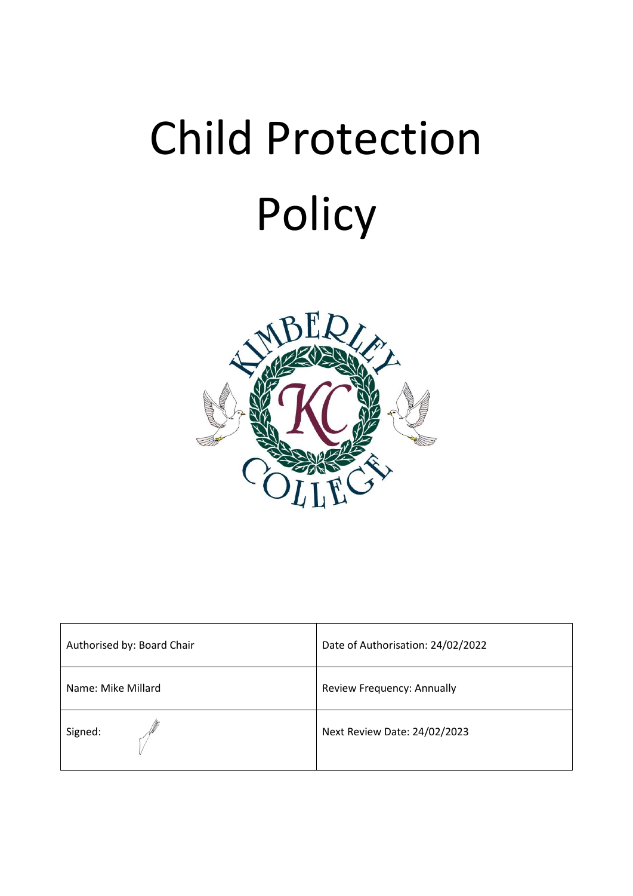# Child Protection Policy

| Authorised by: Board Chair | Date of Authorisation: 24/02/2022 |
|---|---|
| Name: Mike Millard | Review Frequency: Annually |
| Signed: | Next Review Date: 24/02/2023 |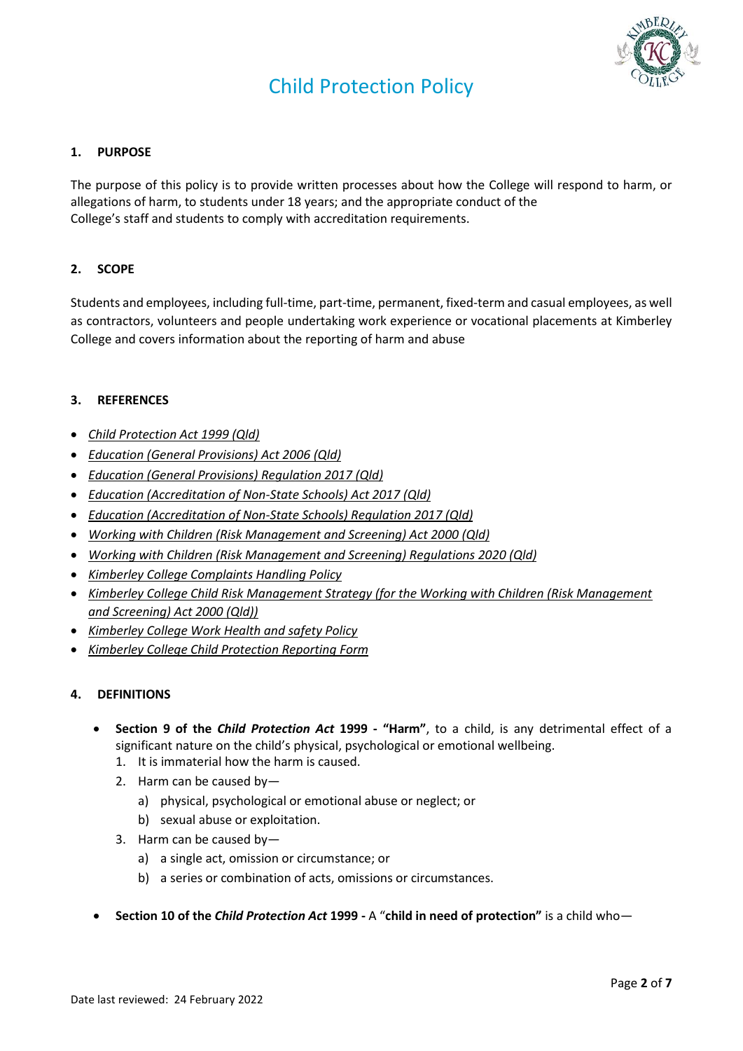# Child Protection Policy

## 1. PURPOSE

The purpose of this policy is to provide written processes about how the College will respond to harm, or allegations of harm, to students under 18 years; and the appropriate conduct of the College's staff and students to comply with accreditation requirements.

## 2. SCOPE

Students and employees, including full-time, part-time, permanent, fixed-term and casual employees, as well as contractors, volunteers and people undertaking work experience or vocational placements at Kimberley College and covers information about the reporting of harm and abuse

## 3. REFERENCES

- *Child Protection Act 1999 (Qld)*
- *Education (General Provisions) Act 2006 (Qld)*
- *Education (General Provisions) Regulation 2017 (Qld)*
- *Education (Accreditation of Non-State Schools) Act 2017 (Qld)*
- *Education (Accreditation of Non-State Schools) Regulation 2017 (Qld)*
- *Working with Children (Risk Management and Screening) Act 2000 (Qld)*
- *Working with Children (Risk Management and Screening) Regulations 2020 (Qld)*
- *Kimberley College Complaints Handling Policy*
- *Kimberley College Child Risk Management Strategy (for the Working with Children (Risk Management and Screening) Act 2000 (Qld))*
- *Kimberley College Work Health and safety Policy*
- *Kimberley College Child Protection Reporting Form*

## 4. DEFINITIONS

- **Section 9 of the *Child Protection Act* 1999 - "Harm"**, to a child, is any detrimental effect of a significant nature on the child's physical, psychological or emotional wellbeing.
  1. It is immaterial how the harm is caused.
  2. Harm can be caused by—
     a) physical, psychological or emotional abuse or neglect; or
     b) sexual abuse or exploitation.
  3. Harm can be caused by—
     a) a single act, omission or circumstance; or
     b) a series or combination of acts, omissions or circumstances.
- **Section 10 of the *Child Protection Act* 1999 -** A "**child in need of protection"** is a child who—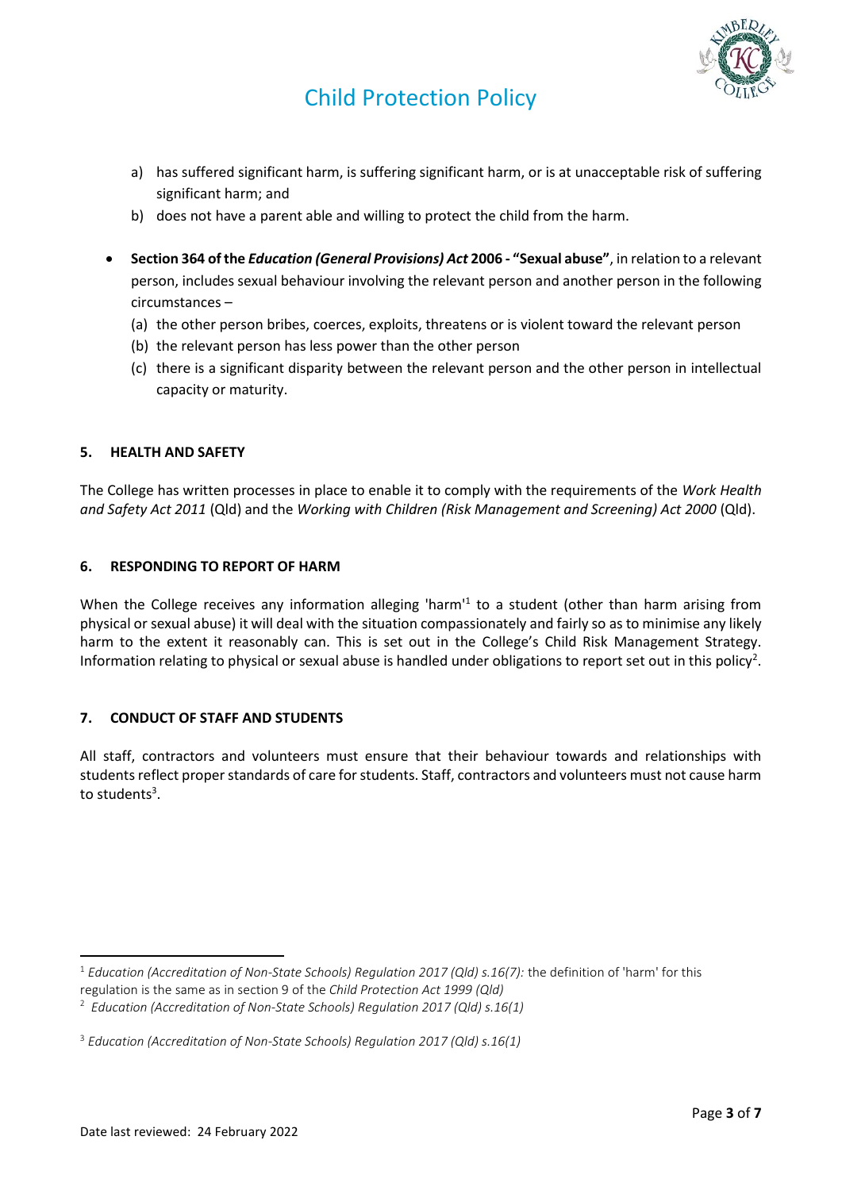a) has suffered significant harm, is suffering significant harm, or is at unacceptable risk of suffering significant harm; and
b) does not have a parent able and willing to protect the child from the harm.

- **Section 364 of the *Education (General Provisions) Act* 2006 - "Sexual abuse"**, in relation to a relevant person, includes sexual behaviour involving the relevant person and another person in the following circumstances –
  (a) the other person bribes, coerces, exploits, threatens or is violent toward the relevant person
  (b) the relevant person has less power than the other person
  (c) there is a significant disparity between the relevant person and the other person in intellectual capacity or maturity.

## 5. HEALTH AND SAFETY

The College has written processes in place to enable it to comply with the requirements of the *Work Health and Safety Act 2011* (Qld) and the *Working with Children (Risk Management and Screening) Act 2000* (Qld).

## 6. RESPONDING TO REPORT OF HARM

When the College receives any information alleging 'harm'[1] to a student (other than harm arising from physical or sexual abuse) it will deal with the situation compassionately and fairly so as to minimise any likely harm to the extent it reasonably can. This is set out in the College's Child Risk Management Strategy. Information relating to physical or sexual abuse is handled under obligations to report set out in this policy[2].

## 7. CONDUCT OF STAFF AND STUDENTS

All staff, contractors and volunteers must ensure that their behaviour towards and relationships with students reflect proper standards of care for students. Staff, contractors and volunteers must not cause harm to students[3].

---

[1] *Education (Accreditation of Non-State Schools) Regulation 2017 (Qld) s.16(7):* the definition of 'harm' for this regulation is the same as in section 9 of the *Child Protection Act 1999 (Qld)*

[2] *Education (Accreditation of Non-State Schools) Regulation 2017 (Qld) s.16(1)*

[3] *Education (Accreditation of Non-State Schools) Regulation 2017 (Qld) s.16(1)*

Date last reviewed: 24 February 2022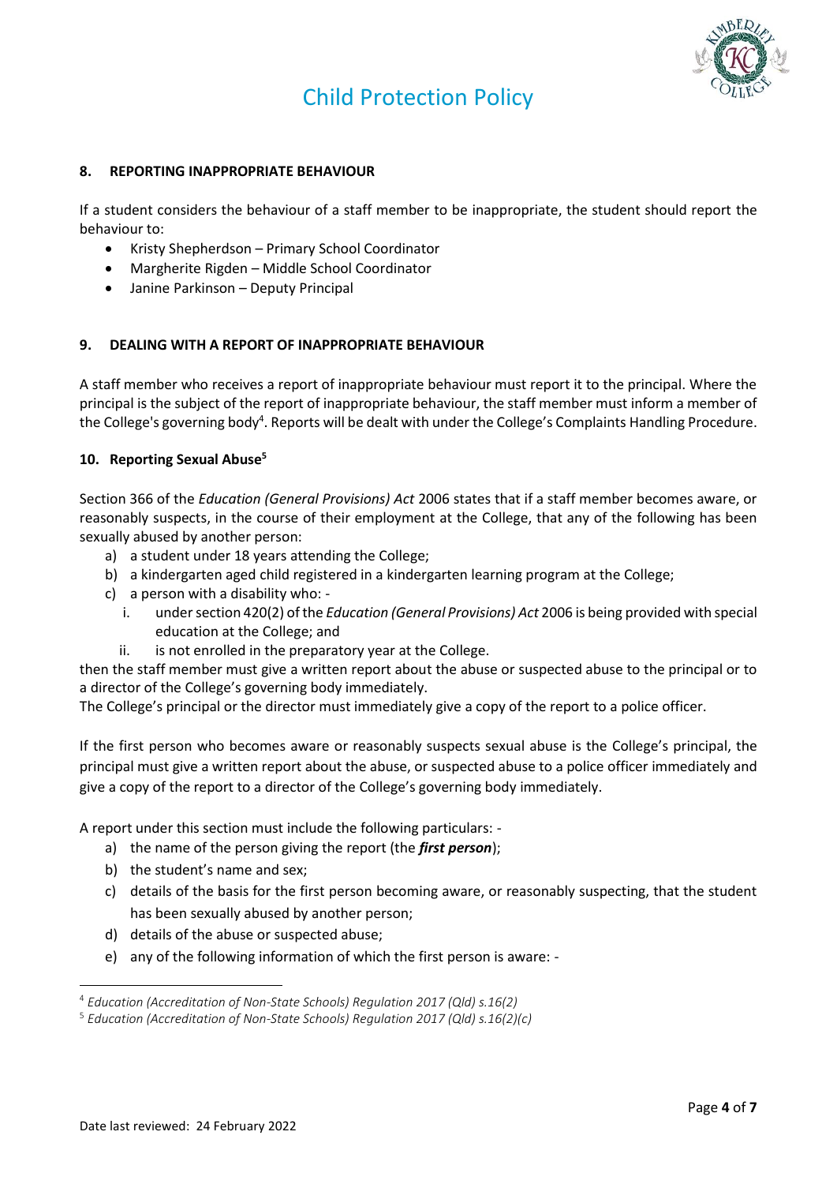## 8. REPORTING INAPPROPRIATE BEHAVIOUR

If a student considers the behaviour of a staff member to be inappropriate, the student should report the behaviour to:

- Kristy Shepherdson – Primary School Coordinator
- Margherite Rigden – Middle School Coordinator
- Janine Parkinson – Deputy Principal

## 9. DEALING WITH A REPORT OF INAPPROPRIATE BEHAVIOUR

A staff member who receives a report of inappropriate behaviour must report it to the principal. Where the principal is the subject of the report of inappropriate behaviour, the staff member must inform a member of the College's governing body[4]. Reports will be dealt with under the College's Complaints Handling Procedure.

## 10. Reporting Sexual Abuse[5]

Section 366 of the *Education (General Provisions) Act* 2006 states that if a staff member becomes aware, or reasonably suspects, in the course of their employment at the College, that any of the following has been sexually abused by another person:

a) a student under 18 years attending the College;
b) a kindergarten aged child registered in a kindergarten learning program at the College;
c) a person with a disability who: -
   i. under section 420(2) of the *Education (General Provisions) Act* 2006 is being provided with special education at the College; and
   ii. is not enrolled in the preparatory year at the College.

then the staff member must give a written report about the abuse or suspected abuse to the principal or to a director of the College's governing body immediately.
The College's principal or the director must immediately give a copy of the report to a police officer.

If the first person who becomes aware or reasonably suspects sexual abuse is the College's principal, the principal must give a written report about the abuse, or suspected abuse to a police officer immediately and give a copy of the report to a director of the College's governing body immediately.

A report under this section must include the following particulars: -

a) the name of the person giving the report (the ***first person***);
b) the student's name and sex;
c) details of the basis for the first person becoming aware, or reasonably suspecting, that the student has been sexually abused by another person;
d) details of the abuse or suspected abuse;
e) any of the following information of which the first person is aware: -

---

[4] *Education (Accreditation of Non-State Schools) Regulation 2017 (Qld) s.16(2)*

[5] *Education (Accreditation of Non-State Schools) Regulation 2017 (Qld) s.16(2)(c)*

Date last reviewed: 24 February 2022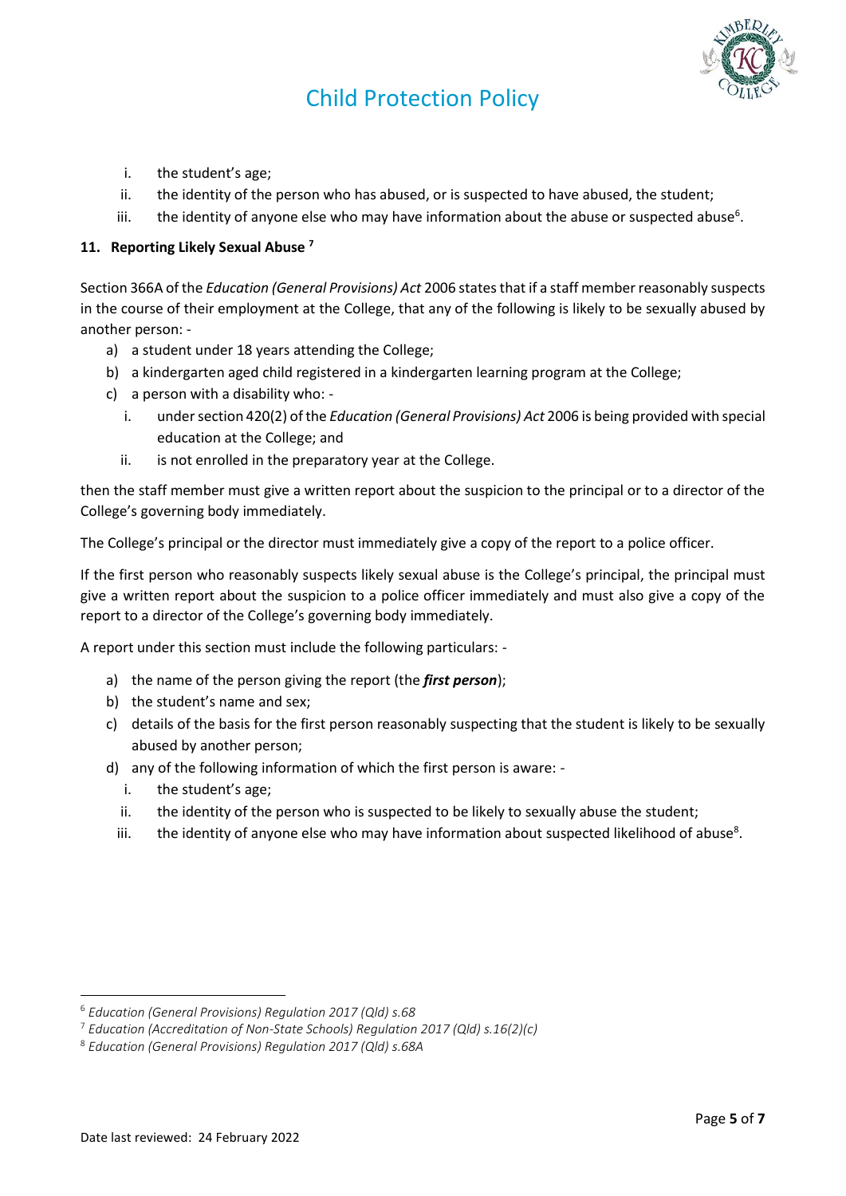i. the student's age;
ii. the identity of the person who has abused, or is suspected to have abused, the student;
iii. the identity of anyone else who may have information about the abuse or suspected abuse[6].

#### 11. Reporting Likely Sexual Abuse [7]

Section 366A of the *Education (General Provisions) Act* 2006 states that if a staff member reasonably suspects in the course of their employment at the College, that any of the following is likely to be sexually abused by another person: -

a) a student under 18 years attending the College;
b) a kindergarten aged child registered in a kindergarten learning program at the College;
c) a person with a disability who: -
   i. under section 420(2) of the *Education (General Provisions) Act* 2006 is being provided with special education at the College; and
   ii. is not enrolled in the preparatory year at the College.

then the staff member must give a written report about the suspicion to the principal or to a director of the College's governing body immediately.

The College's principal or the director must immediately give a copy of the report to a police officer.

If the first person who reasonably suspects likely sexual abuse is the College's principal, the principal must give a written report about the suspicion to a police officer immediately and must also give a copy of the report to a director of the College's governing body immediately.

A report under this section must include the following particulars: -

a) the name of the person giving the report (the ***first person***);
b) the student's name and sex;
c) details of the basis for the first person reasonably suspecting that the student is likely to be sexually abused by another person;
d) any of the following information of which the first person is aware: -
   i. the student's age;
   ii. the identity of the person who is suspected to be likely to sexually abuse the student;
   iii. the identity of anyone else who may have information about suspected likelihood of abuse[8].

---

[6] *Education (General Provisions) Regulation 2017 (Qld) s.68*

[7] *Education (Accreditation of Non-State Schools) Regulation 2017 (Qld) s.16(2)(c)*

[8] *Education (General Provisions) Regulation 2017 (Qld) s.68A*

Date last reviewed: 24 February 2022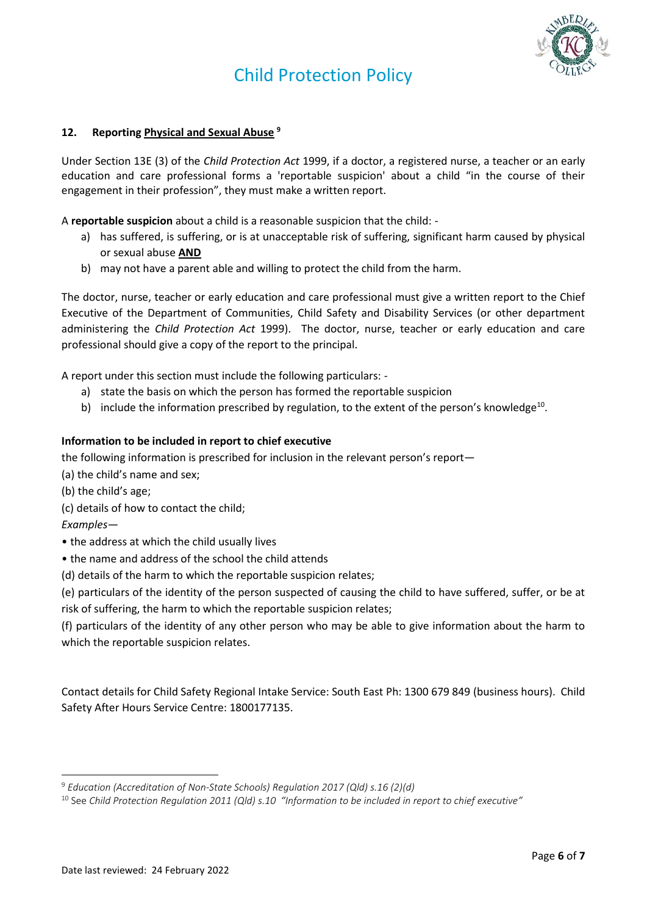## 12. Reporting Physical and Sexual Abuse [9]

Under Section 13E (3) of the *Child Protection Act* 1999, if a doctor, a registered nurse, a teacher or an early education and care professional forms a 'reportable suspicion' about a child "in the course of their engagement in their profession", they must make a written report.

A **reportable suspicion** about a child is a reasonable suspicion that the child: -

a) has suffered, is suffering, or is at unacceptable risk of suffering, significant harm caused by physical or sexual abuse **AND**
b) may not have a parent able and willing to protect the child from the harm.

The doctor, nurse, teacher or early education and care professional must give a written report to the Chief Executive of the Department of Communities, Child Safety and Disability Services (or other department administering the *Child Protection Act* 1999). The doctor, nurse, teacher or early education and care professional should give a copy of the report to the principal.

A report under this section must include the following particulars: -

a) state the basis on which the person has formed the reportable suspicion
b) include the information prescribed by regulation, to the extent of the person's knowledge[10].

**Information to be included in report to chief executive**

the following information is prescribed for inclusion in the relevant person's report—

(a) the child's name and sex;

(b) the child's age;

(c) details of how to contact the child;

*Examples—*

- the address at which the child usually lives
- the name and address of the school the child attends

(d) details of the harm to which the reportable suspicion relates;

(e) particulars of the identity of the person suspected of causing the child to have suffered, suffer, or be at risk of suffering, the harm to which the reportable suspicion relates;

(f) particulars of the identity of any other person who may be able to give information about the harm to which the reportable suspicion relates.

Contact details for Child Safety Regional Intake Service: South East Ph: 1300 679 849 (business hours). Child Safety After Hours Service Centre: 1800177135.

---

[9] *Education (Accreditation of Non-State Schools) Regulation 2017 (Qld) s.16 (2)(d)*

[10] See *Child Protection Regulation 2011 (Qld) s.10 "Information to be included in report to chief executive"*

Date last reviewed: 24 February 2022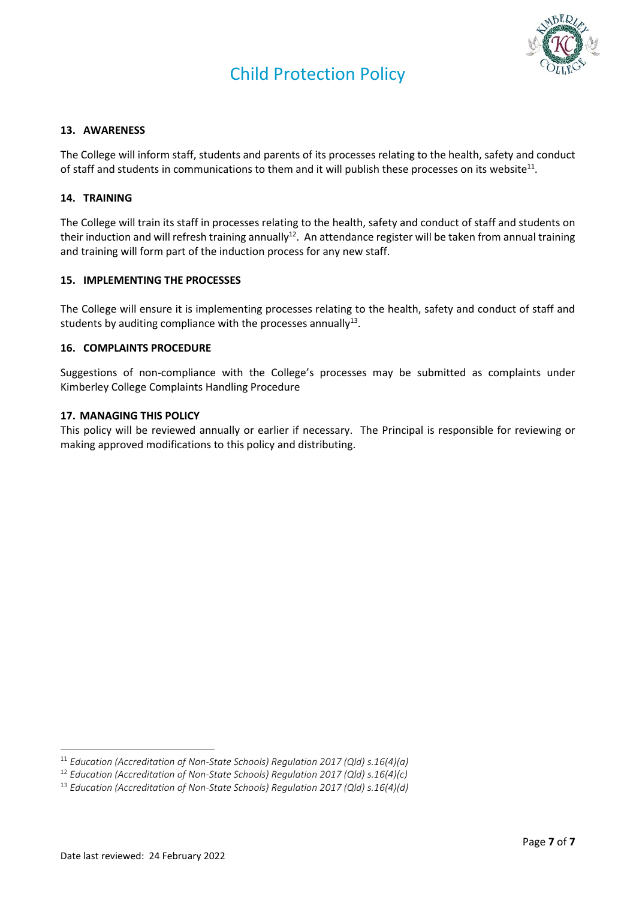### 13. AWARENESS

The College will inform staff, students and parents of its processes relating to the health, safety and conduct of staff and students in communications to them and it will publish these processes on its website[11].

### 14. TRAINING

The College will train its staff in processes relating to the health, safety and conduct of staff and students on their induction and will refresh training annually[12]. An attendance register will be taken from annual training and training will form part of the induction process for any new staff.

### 15. IMPLEMENTING THE PROCESSES

The College will ensure it is implementing processes relating to the health, safety and conduct of staff and students by auditing compliance with the processes annually[13].

### 16. COMPLAINTS PROCEDURE

Suggestions of non-compliance with the College's processes may be submitted as complaints under Kimberley College Complaints Handling Procedure

### 17. MANAGING THIS POLICY

This policy will be reviewed annually or earlier if necessary. The Principal is responsible for reviewing or making approved modifications to this policy and distributing.

---

[11] *Education (Accreditation of Non-State Schools) Regulation 2017 (Qld) s.16(4)(a)*

[12] *Education (Accreditation of Non-State Schools) Regulation 2017 (Qld) s.16(4)(c)*

[13] *Education (Accreditation of Non-State Schools) Regulation 2017 (Qld) s.16(4)(d)*

Date last reviewed: 24 February 2022